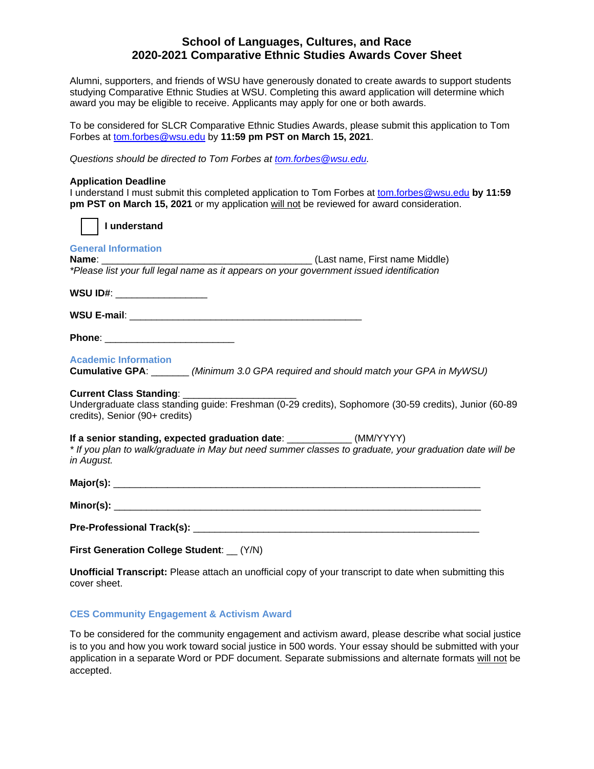# School of Languages, Cultures, and Race
# 2020-2021 Comparative Ethnic Studies Awards Cover Sheet

Alumni, supporters, and friends of WSU have generously donated to create awards to support students studying Comparative Ethnic Studies at WSU. Completing this award application will determine which award you may be eligible to receive. Applicants may apply for one or both awards.

To be considered for SLCR Comparative Ethnic Studies Awards, please submit this application to Tom Forbes at tom.forbes@wsu.edu by **11:59 pm PST on March 15, 2021**.

*Questions should be directed to Tom Forbes at tom.forbes@wsu.edu.*

**Application Deadline**
I understand I must submit this completed application to Tom Forbes at tom.forbes@wsu.edu **by 11:59 pm PST on March 15, 2021** or my application will not be reviewed for award consideration.

☐ **I understand**

## General Information

**Name**: ________________________________________ (Last name, First name Middle)
*\*Please list your full legal name as it appears on your government issued identification*

**WSU ID#**: _________________

**WSU E-mail**: ____________________________________________

**Phone**: ________________________

## Academic Information

**Cumulative GPA**: _______ *(Minimum 3.0 GPA required and should match your GPA in MyWSU)*

**Current Class Standing**: _____________________
Undergraduate class standing guide: Freshman (0-29 credits), Sophomore (30-59 credits), Junior (60-89 credits), Senior (90+ credits)

**If a senior standing, expected graduation date**: ____________ (MM/YYYY)
*\* If you plan to walk/graduate in May but need summer classes to graduate, your graduation date will be in August.*

**Major(s):** ____________________________________________________________________

**Minor(s):** ____________________________________________________________________

**Pre-Professional Track(s):** _____________________________________________________

**First Generation College Student**: __ (Y/N)

**Unofficial Transcript:** Please attach an unofficial copy of your transcript to date when submitting this cover sheet.

## CES Community Engagement & Activism Award

To be considered for the community engagement and activism award, please describe what social justice is to you and how you work toward social justice in 500 words. Your essay should be submitted with your application in a separate Word or PDF document. Separate submissions and alternate formats will not be accepted.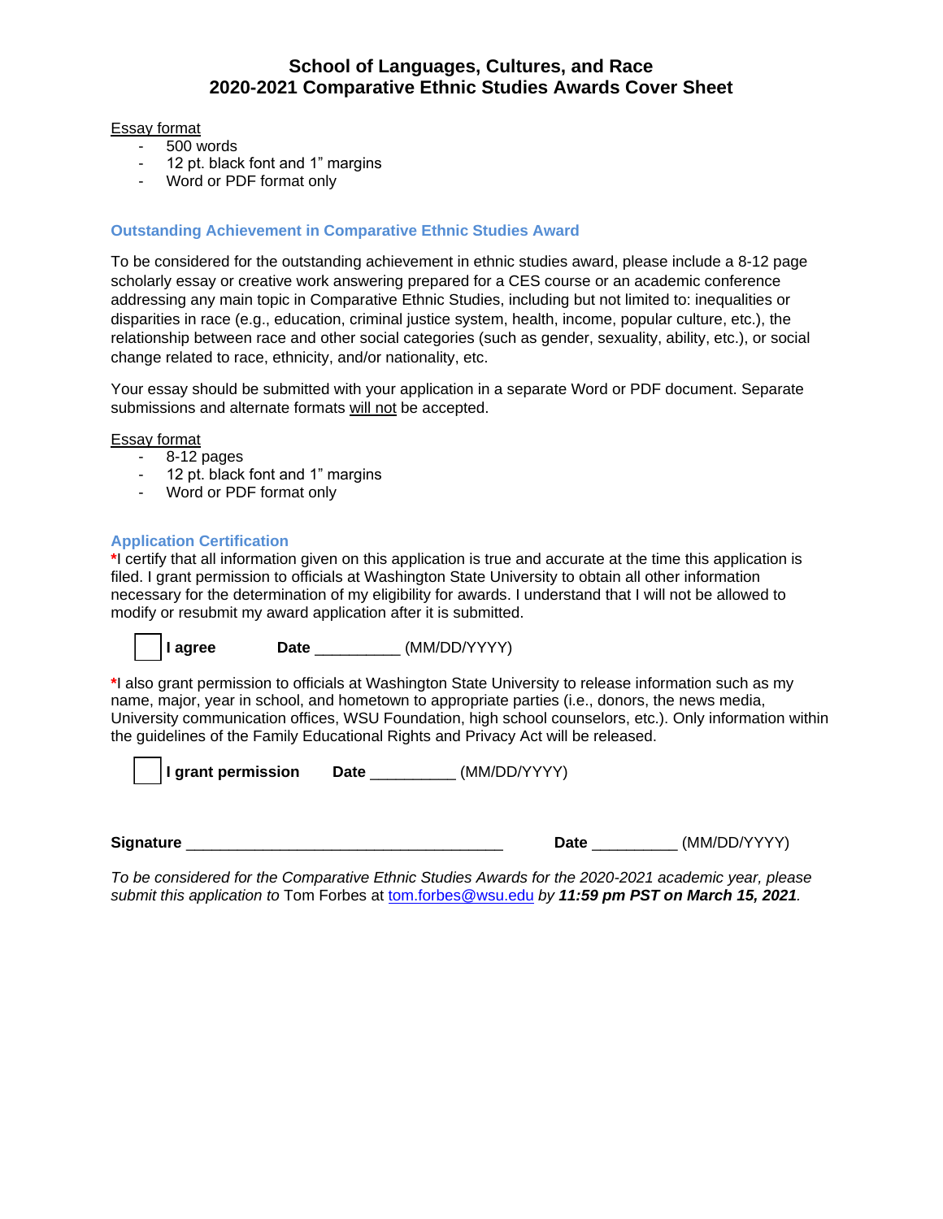# School of Languages, Cultures, and Race
# 2020-2021 Comparative Ethnic Studies Awards Cover Sheet

Essay format

- 500 words
- 12 pt. black font and 1" margins
- Word or PDF format only

### Outstanding Achievement in Comparative Ethnic Studies Award

To be considered for the outstanding achievement in ethnic studies award, please include a 8-12 page scholarly essay or creative work answering prepared for a CES course or an academic conference addressing any main topic in Comparative Ethnic Studies, including but not limited to: inequalities or disparities in race (e.g., education, criminal justice system, health, income, popular culture, etc.), the relationship between race and other social categories (such as gender, sexuality, ability, etc.), or social change related to race, ethnicity, and/or nationality, etc.

Your essay should be submitted with your application in a separate Word or PDF document. Separate submissions and alternate formats will not be accepted.

Essay format

- 8-12 pages
- 12 pt. black font and 1" margins
- Word or PDF format only

### Application Certification

*I certify that all information given on this application is true and accurate at the time this application is filed. I grant permission to officials at Washington State University to obtain all other information necessary for the determination of my eligibility for awards. I understand that I will not be allowed to modify or resubmit my award application after it is submitted.

☐ **I agree** **Date** __________ (MM/DD/YYYY)

*I also grant permission to officials at Washington State University to release information such as my name, major, year in school, and hometown to appropriate parties (i.e., donors, the news media, University communication offices, WSU Foundation, high school counselors, etc.). Only information within the guidelines of the Family Educational Rights and Privacy Act will be released.

☐ **I grant permission** **Date** __________ (MM/DD/YYYY)

**Signature** ____________________________________ **Date** __________ (MM/DD/YYYY)

*To be considered for the Comparative Ethnic Studies Awards for the 2020-2021 academic year, please submit this application to* Tom Forbes at tom.forbes@wsu.edu *by* ***11:59 pm PST on March 15, 2021****.*